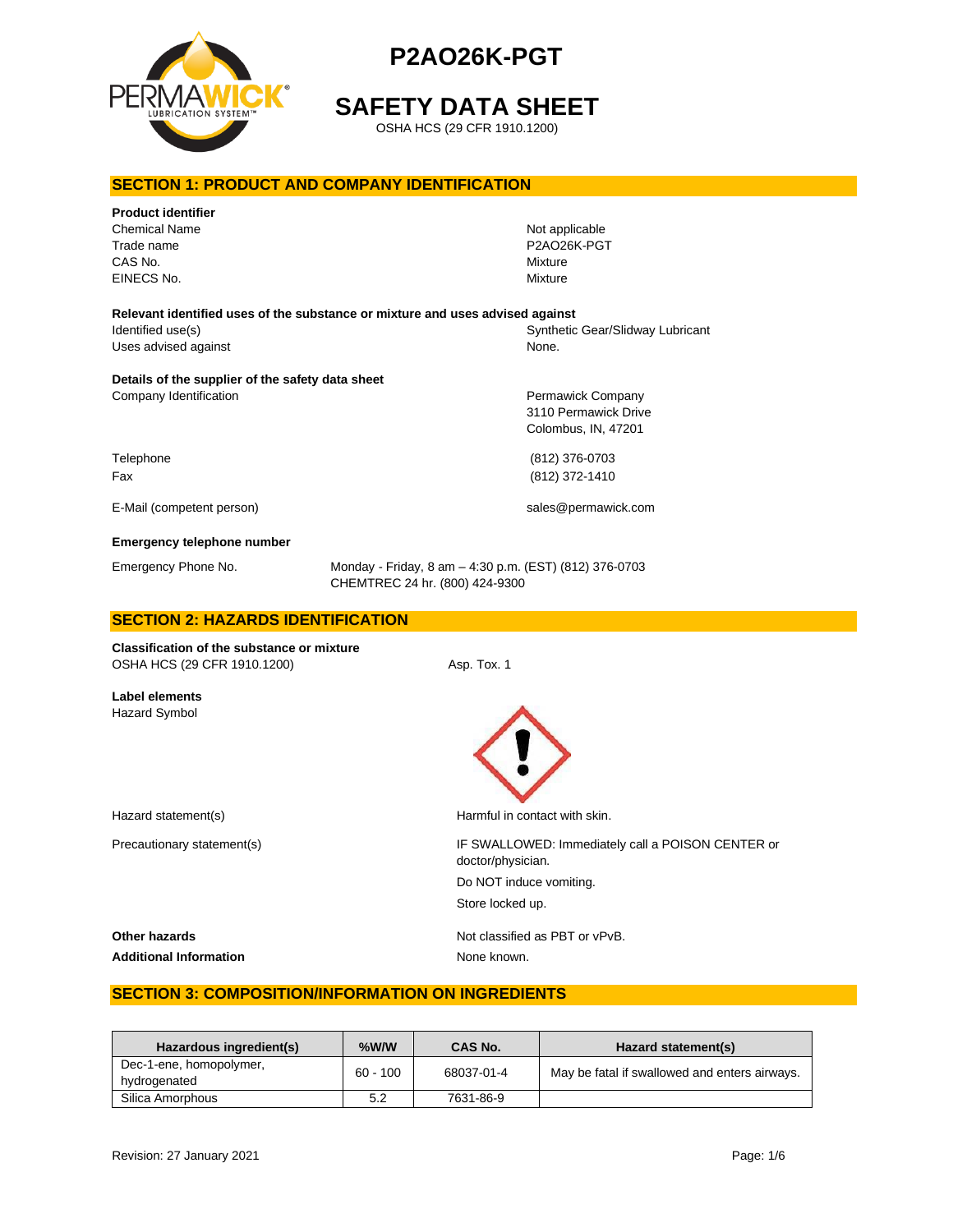# P2AO26K-PGT

# SAFETY DATA SHEET

OSHA HCS (29 CFR 1910.1200)

## SECTION 1: PRODUCT AND COMPANY IDENTIFICATION

**Product identifier**

| | |
|---|---|
| Chemical Name | Not applicable |
| Trade name | P2AO26K-PGT |
| CAS No. | Mixture |
| EINECS No. | Mixture |

**Relevant identified uses of the substance or mixture and uses advised against**

| | |
|---|---|
| Identified use(s) | Synthetic Gear/Slidway Lubricant |
| Uses advised against | None. |

**Details of the supplier of the safety data sheet**

| | |
|---|---|
| Company Identification | Permawick Company<br>3110 Permawick Drive<br>Colombus, IN, 47201 |
| Telephone | (812) 376-0703 |
| Fax | (812) 372-1410 |
| E-Mail (competent person) | sales@permawick.com |

**Emergency telephone number**

| | |
|---|---|
| Emergency Phone No. | Monday - Friday, 8 am – 4:30 p.m. (EST) (812) 376-0703<br>CHEMTREC 24 hr. (800) 424-9300 |

## SECTION 2: HAZARDS IDENTIFICATION

**Classification of the substance or mixture**

| | |
|---|---|
| OSHA HCS (29 CFR 1910.1200) | Asp. Tox. 1 |

**Label elements**

Hazard Symbol

| | |
|---|---|
| Hazard statement(s) | Harmful in contact with skin. |
| Precautionary statement(s) | IF SWALLOWED: Immediately call a POISON CENTER or doctor/physician.<br>Do NOT induce vomiting.<br>Store locked up. |

| | |
|---|---|
| **Other hazards** | Not classified as PBT or vPvB. |
| **Additional Information** | None known. |

## SECTION 3: COMPOSITION/INFORMATION ON INGREDIENTS

| Hazardous ingredient(s) | %W/W | CAS No. | Hazard statement(s) |
|---|---|---|---|
| Dec-1-ene, homopolymer, hydrogenated | 60 - 100 | 68037-01-4 | May be fatal if swallowed and enters airways. |
| Silica Amorphous | 5.2 | 7631-86-9 | |

Revision: 27 January 2021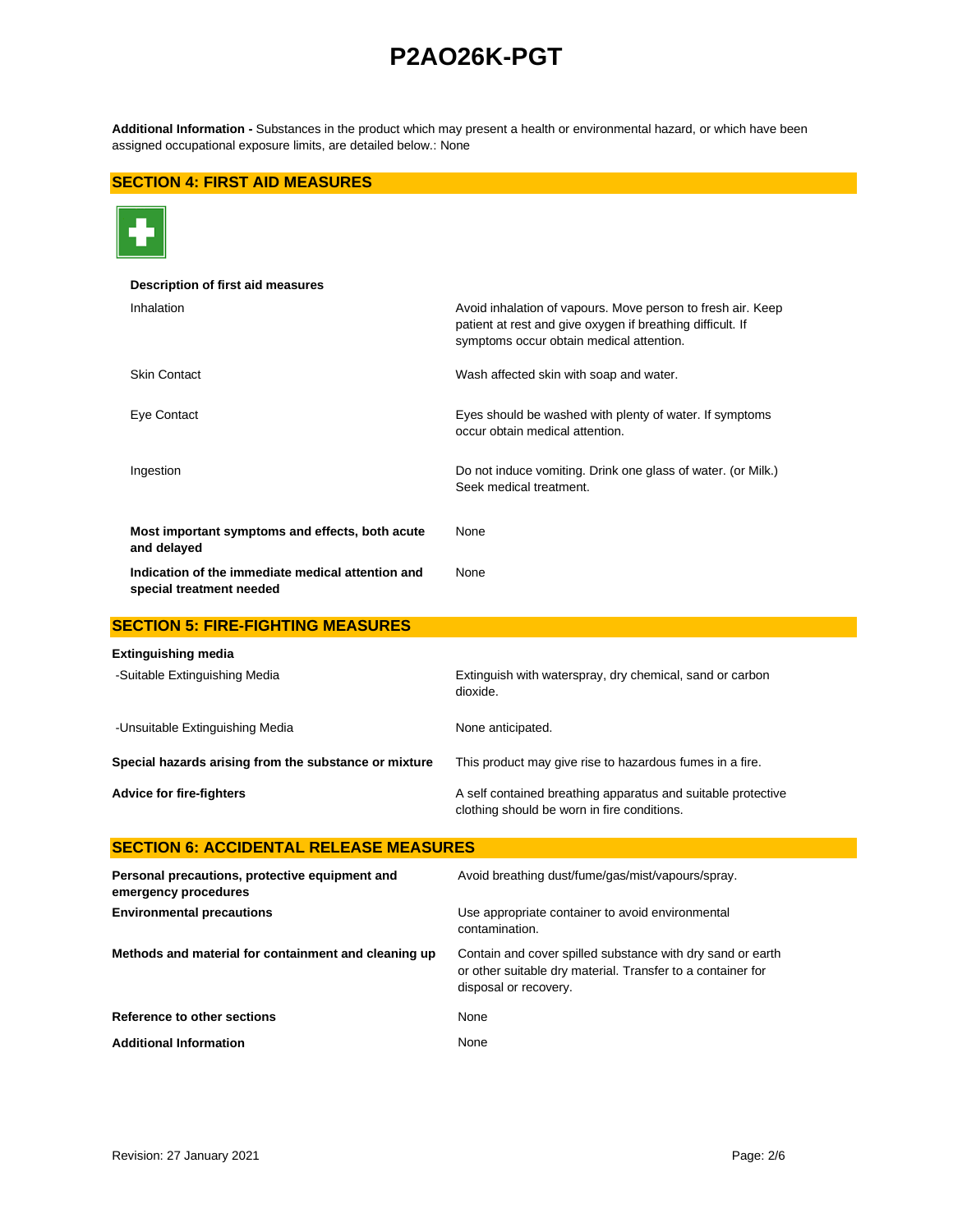**Additional Information -** Substances in the product which may present a health or environmental hazard, or which have been assigned occupational exposure limits, are detailed below.: None

## SECTION 4: FIRST AID MEASURES

**Description of first aid measures**

| | |
|---|---|
| Inhalation | Avoid inhalation of vapours. Move person to fresh air. Keep patient at rest and give oxygen if breathing difficult. If symptoms occur obtain medical attention. |
| Skin Contact | Wash affected skin with soap and water. |
| Eye Contact | Eyes should be washed with plenty of water. If symptoms occur obtain medical attention. |
| Ingestion | Do not induce vomiting. Drink one glass of water. (or Milk.) Seek medical treatment. |
| **Most important symptoms and effects, both acute and delayed** | None |
| **Indication of the immediate medical attention and special treatment needed** | None |

## SECTION 5: FIRE-FIGHTING MEASURES

**Extinguishing media**

| | |
|---|---|
| -Suitable Extinguishing Media | Extinguish with waterspray, dry chemical, sand or carbon dioxide. |
| -Unsuitable Extinguishing Media | None anticipated. |
| **Special hazards arising from the substance or mixture** | This product may give rise to hazardous fumes in a fire. |
| **Advice for fire-fighters** | A self contained breathing apparatus and suitable protective clothing should be worn in fire conditions. |

## SECTION 6: ACCIDENTAL RELEASE MEASURES

| | |
|---|---|
| **Personal precautions, protective equipment and emergency procedures** | Avoid breathing dust/fume/gas/mist/vapours/spray. |
| **Environmental precautions** | Use appropriate container to avoid environmental contamination. |
| **Methods and material for containment and cleaning up** | Contain and cover spilled substance with dry sand or earth or other suitable dry material. Transfer to a container for disposal or recovery. |
| **Reference to other sections** | None |
| **Additional Information** | None |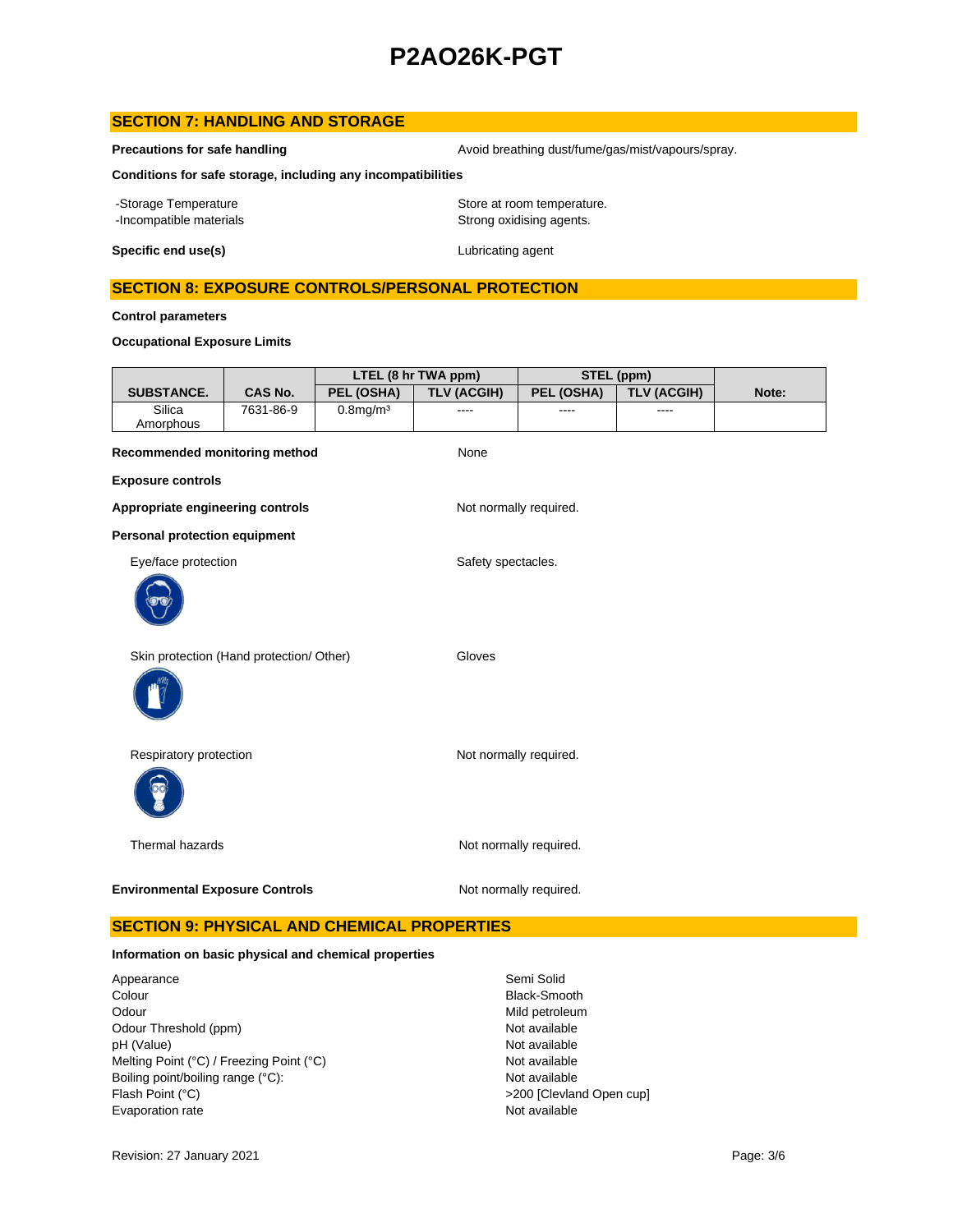## SECTION 7: HANDLING AND STORAGE

**Precautions for safe handling** — Avoid breathing dust/fume/gas/mist/vapours/spray.

**Conditions for safe storage, including any incompatibilities**

- -Storage Temperature — Store at room temperature.
- -Incompatible materials — Strong oxidising agents.

**Specific end use(s)** — Lubricating agent

## SECTION 8: EXPOSURE CONTROLS/PERSONAL PROTECTION

**Control parameters**

**Occupational Exposure Limits**

| SUBSTANCE. | CAS No. | LTEL (8 hr TWA ppm) | | STEL (ppm) | | Note: |
|---|---|---|---|---|---|---|
| | | PEL (OSHA) | TLV (ACGIH) | PEL (OSHA) | TLV (ACGIH) | |
| Silica Amorphous | 7631-86-9 | 0.8mg/m³ | ---- | ---- | ---- | |

**Recommended monitoring method** — None

**Exposure controls**

**Appropriate engineering controls** — Not normally required.

**Personal protection equipment**

Eye/face protection — Safety spectacles.

Skin protection (Hand protection/ Other) — Gloves

Respiratory protection — Not normally required.

Thermal hazards — Not normally required.

**Environmental Exposure Controls** — Not normally required.

## SECTION 9: PHYSICAL AND CHEMICAL PROPERTIES

**Information on basic physical and chemical properties**

| | |
|---|---|
| Appearance | Semi Solid |
| Colour | Black-Smooth |
| Odour | Mild petroleum |
| Odour Threshold (ppm) | Not available |
| pH (Value) | Not available |
| Melting Point (°C) / Freezing Point (°C) | Not available |
| Boiling point/boiling range (°C): | Not available |
| Flash Point (°C) | >200 [Clevland Open cup] |
| Evaporation rate | Not available |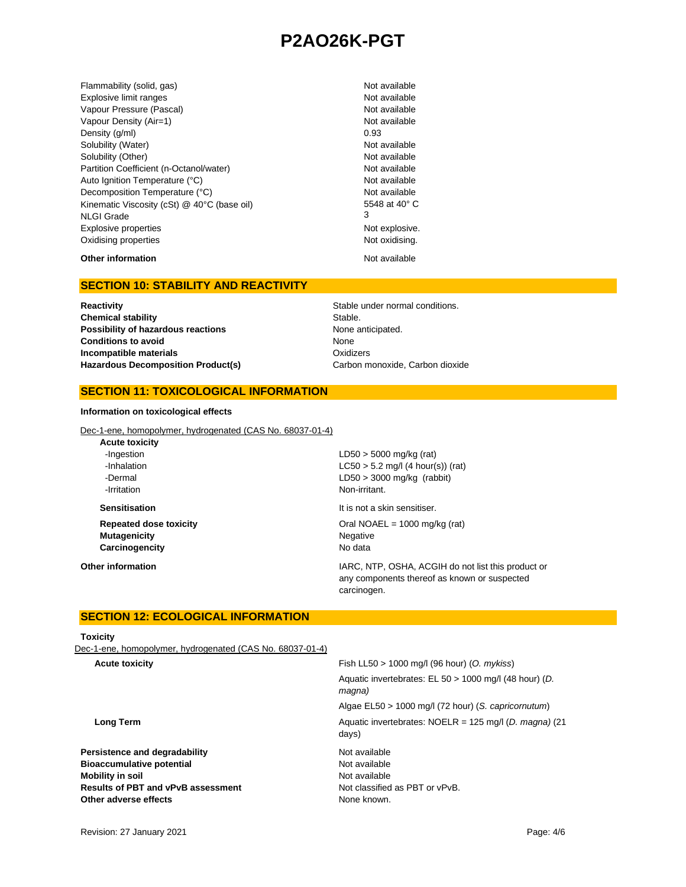| | |
|---|---|
| Flammability (solid, gas) | Not available |
| Explosive limit ranges | Not available |
| Vapour Pressure (Pascal) | Not available |
| Vapour Density (Air=1) | Not available |
| Density (g/ml) | 0.93 |
| Solubility (Water) | Not available |
| Solubility (Other) | Not available |
| Partition Coefficient (n-Octanol/water) | Not available |
| Auto Ignition Temperature (°C) | Not available |
| Decomposition Temperature (°C) | Not available |
| Kinematic Viscosity (cSt) @ 40°C (base oil) | 5548 at 40° C |
| NLGI Grade | 3 |
| Explosive properties | Not explosive. |
| Oxidising properties | Not oxidising. |

**Other information** Not available

## SECTION 10: STABILITY AND REACTIVITY

| | |
|---|---|
| **Reactivity** | Stable under normal conditions. |
| **Chemical stability** | Stable. |
| **Possibility of hazardous reactions** | None anticipated. |
| **Conditions to avoid** | None |
| **Incompatible materials** | Oxidizers |
| **Hazardous Decomposition Product(s)** | Carbon monoxide, Carbon dioxide |

## SECTION 11: TOXICOLOGICAL INFORMATION

**Information on toxicological effects**

Dec-1-ene, homopolymer, hydrogenated (CAS No. 68037-01-4)

**Acute toxicity**

| | |
|---|---|
| -Ingestion | LD50 > 5000 mg/kg (rat) |
| -Inhalation | LC50 > 5.2 mg/l (4 hour(s)) (rat) |
| -Dermal | LD50 > 3000 mg/kg (rabbit) |
| -Irritation | Non-irritant. |

| | |
|---|---|
| **Sensitisation** | It is not a skin sensitiser. |
| **Repeated dose toxicity** | Oral NOAEL = 1000 mg/kg (rat) |
| **Mutagenicity** | Negative |
| **Carcinogencity** | No data |

**Other information** IARC, NTP, OSHA, ACGIH do not list this product or any components thereof as known or suspected carcinogen.

## SECTION 12: ECOLOGICAL INFORMATION

**Toxicity**

Dec-1-ene, homopolymer, hydrogenated (CAS No. 68037-01-4)

| | |
|---|---|
| **Acute toxicity** | Fish LL50 > 1000 mg/l (96 hour) (*O. mykiss*) |
| | Aquatic invertebrates: EL 50 > 1000 mg/l (48 hour) (*D. magna)* |
| | Algae EL50 > 1000 mg/l (72 hour) (*S. capricornutum*) |
| **Long Term** | Aquatic invertebrates: NOELR = 125 mg/l (*D. magna)* (21 days) |

| | |
|---|---|
| **Persistence and degradability** | Not available |
| **Bioaccumulative potential** | Not available |
| **Mobility in soil** | Not available |
| **Results of PBT and vPvB assessment** | Not classified as PBT or vPvB. |
| **Other adverse effects** | None known. |

Revision: 27 January 2021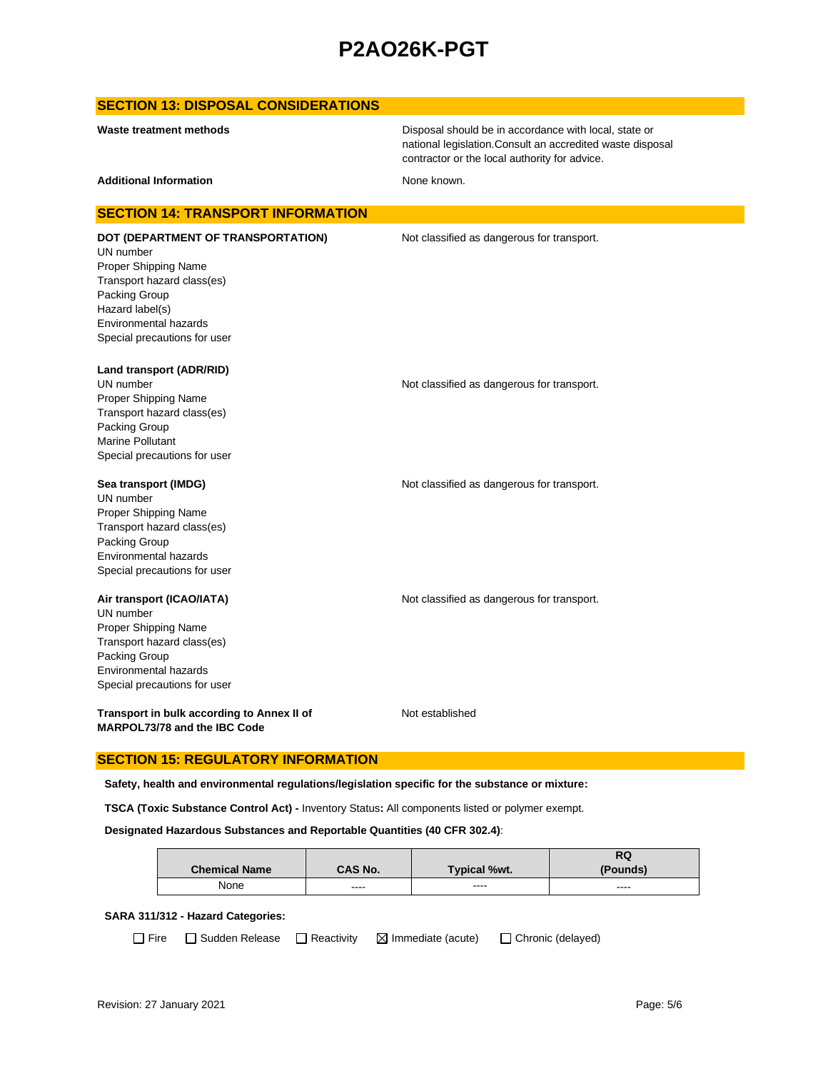## SECTION 13: DISPOSAL CONSIDERATIONS

**Waste treatment methods**

Disposal should be in accordance with local, state or national legislation.Consult an accredited waste disposal contractor or the local authority for advice.

**Additional Information**

None known.

## SECTION 14: TRANSPORT INFORMATION

**DOT (DEPARTMENT OF TRANSPORTATION)**

Not classified as dangerous for transport.

UN number
Proper Shipping Name
Transport hazard class(es)
Packing Group
Hazard label(s)
Environmental hazards
Special precautions for user

**Land transport (ADR/RID)**

UN number
Proper Shipping Name
Transport hazard class(es)
Packing Group
Marine Pollutant
Special precautions for user

Not classified as dangerous for transport.

**Sea transport (IMDG)**

Not classified as dangerous for transport.

UN number
Proper Shipping Name
Transport hazard class(es)
Packing Group
Environmental hazards
Special precautions for user

**Air transport (ICAO/IATA)**

Not classified as dangerous for transport.

UN number
Proper Shipping Name
Transport hazard class(es)
Packing Group
Environmental hazards
Special precautions for user

**Transport in bulk according to Annex II of MARPOL73/78 and the IBC Code**

Not established

## SECTION 15: REGULATORY INFORMATION

**Safety, health and environmental regulations/legislation specific for the substance or mixture:**

**TSCA (Toxic Substance Control Act) -** Inventory Status**:** All components listed or polymer exempt.

**Designated Hazardous Substances and Reportable Quantities (40 CFR 302.4)**:

| Chemical Name | CAS No. | Typical %wt. | RQ (Pounds) |
|---|---|---|---|
| None | ---- | ---- | ---- |

**SARA 311/312 - Hazard Categories:**

☐ Fire ☐ Sudden Release ☐ Reactivity ☒ Immediate (acute) ☐ Chronic (delayed)

Revision: 27 January 2021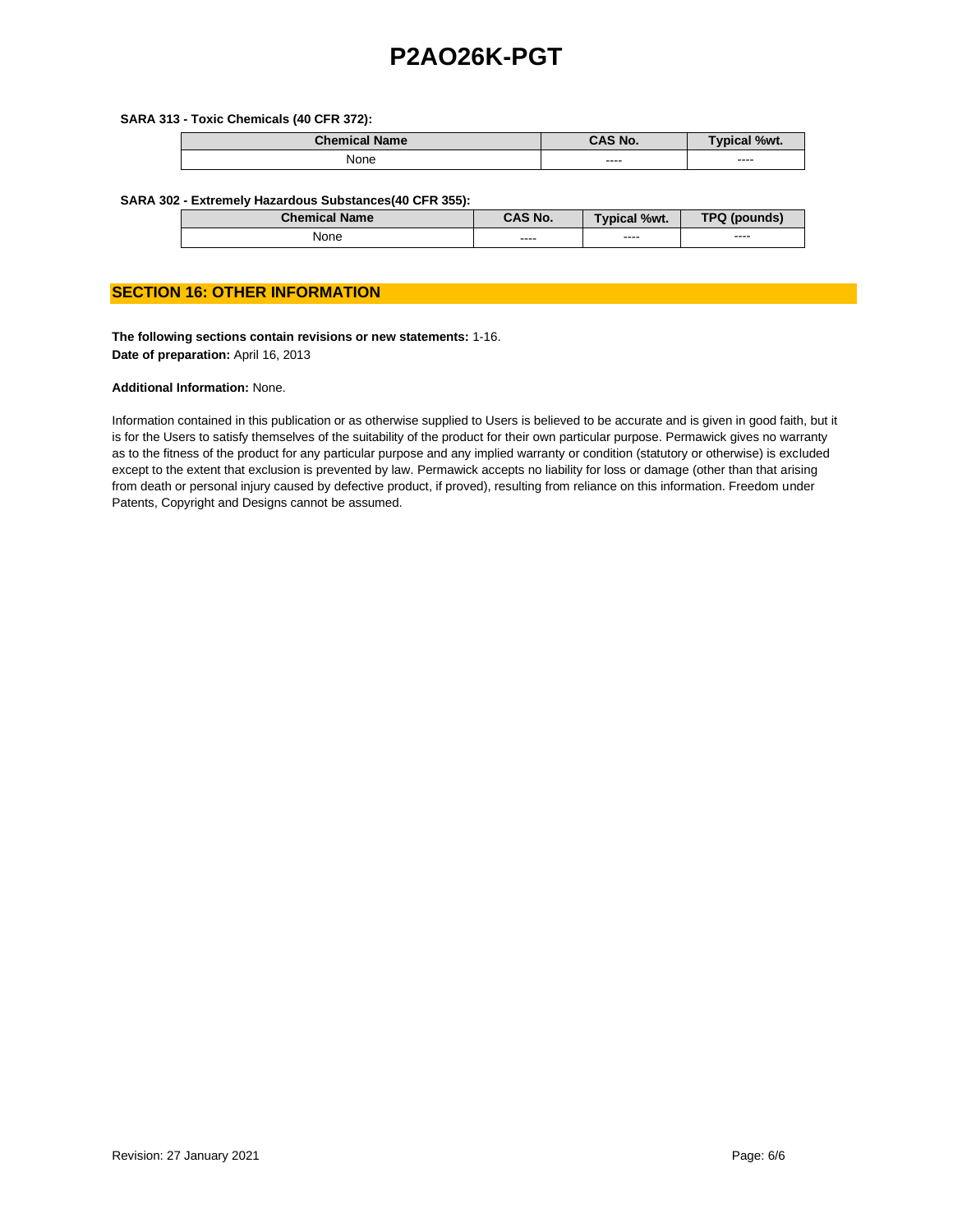**SARA 313 - Toxic Chemicals (40 CFR 372):**

| Chemical Name | CAS No. | Typical %wt. |
| --- | --- | --- |
| None | ---- | ---- |

**SARA 302 - Extremely Hazardous Substances(40 CFR 355):**

| Chemical Name | CAS No. | Typical %wt. | TPQ (pounds) |
| --- | --- | --- | --- |
| None | ---- | ---- | ---- |

## SECTION 16: OTHER INFORMATION

**The following sections contain revisions or new statements:** 1-16.
**Date of preparation:** April 16, 2013

**Additional Information:** None.

Information contained in this publication or as otherwise supplied to Users is believed to be accurate and is given in good faith, but it is for the Users to satisfy themselves of the suitability of the product for their own particular purpose. Permawick gives no warranty as to the fitness of the product for any particular purpose and any implied warranty or condition (statutory or otherwise) is excluded except to the extent that exclusion is prevented by law. Permawick accepts no liability for loss or damage (other than that arising from death or personal injury caused by defective product, if proved), resulting from reliance on this information. Freedom under Patents, Copyright and Designs cannot be assumed.